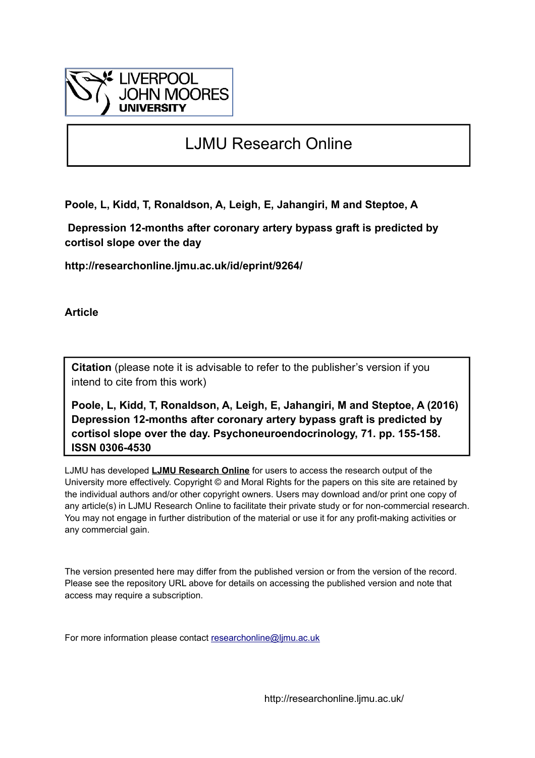LIVERPOOL JOHN MOORES UNIVERSITY

# LJMU Research Online

**Poole, L, Kidd, T, Ronaldson, A, Leigh, E, Jahangiri, M and Steptoe, A**

**Depression 12-months after coronary artery bypass graft is predicted by cortisol slope over the day**

**http://researchonline.ljmu.ac.uk/id/eprint/9264/**

**Article**

**Citation** (please note it is advisable to refer to the publisher's version if you intend to cite from this work)

**Poole, L, Kidd, T, Ronaldson, A, Leigh, E, Jahangiri, M and Steptoe, A (2016) Depression 12-months after coronary artery bypass graft is predicted by cortisol slope over the day. Psychoneuroendocrinology, 71. pp. 155-158. ISSN 0306-4530**

LJMU has developed **LJMU Research Online** for users to access the research output of the University more effectively. Copyright © and Moral Rights for the papers on this site are retained by the individual authors and/or other copyright owners. Users may download and/or print one copy of any article(s) in LJMU Research Online to facilitate their private study or for non-commercial research. You may not engage in further distribution of the material or use it for any profit-making activities or any commercial gain.

The version presented here may differ from the published version or from the version of the record. Please see the repository URL above for details on accessing the published version and note that access may require a subscription.

For more information please contact researchonline@ljmu.ac.uk

http://researchonline.ljmu.ac.uk/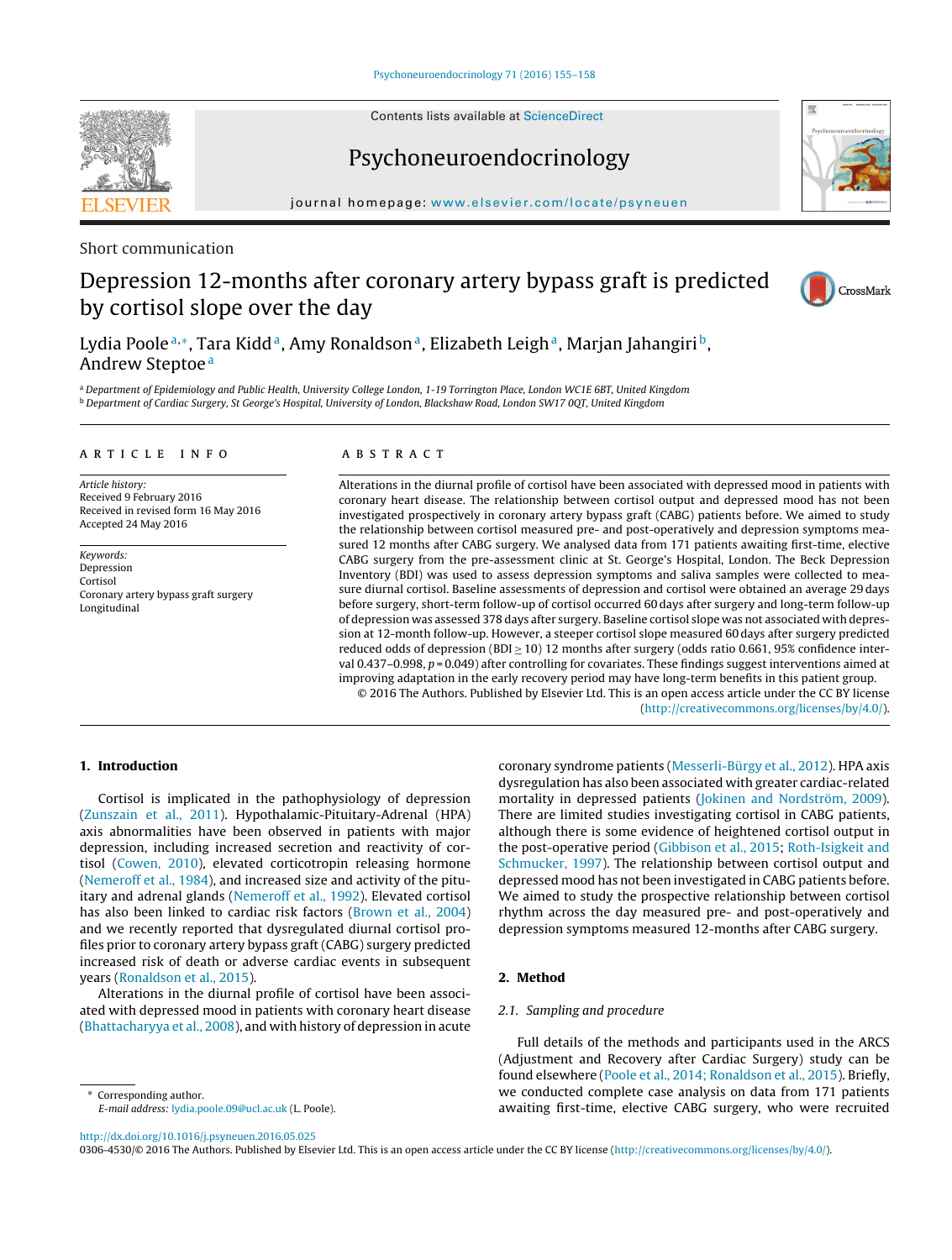Short communication

# Depression 12-months after coronary artery bypass graft is predicted by cortisol slope over the day

Lydia Poole[a,*], Tara Kidd[a], Amy Ronaldson[a], Elizabeth Leigh[a], Marjan Jahangiri[b], Andrew Steptoe[a]

[a] Department of Epidemiology and Public Health, University College London, 1-19 Torrington Place, London WC1E 6BT, United Kingdom
[b] Department of Cardiac Surgery, St George's Hospital, University of London, Blackshaw Road, London SW17 0QT, United Kingdom

**ARTICLE INFO**

*Article history:*
Received 9 February 2016
Received in revised form 16 May 2016
Accepted 24 May 2016

*Keywords:*
Depression
Cortisol
Coronary artery bypass graft surgery
Longitudinal

**ABSTRACT**

Alterations in the diurnal profile of cortisol have been associated with depressed mood in patients with coronary heart disease. The relationship between cortisol output and depressed mood has not been investigated prospectively in coronary artery bypass graft (CABG) patients before. We aimed to study the relationship between cortisol measured pre- and post-operatively and depression symptoms measured 12 months after CABG surgery. We analysed data from 171 patients awaiting first-time, elective CABG surgery from the pre-assessment clinic at St. George's Hospital, London. The Beck Depression Inventory (BDI) was used to assess depression symptoms and saliva samples were collected to measure diurnal cortisol. Baseline assessments of depression and cortisol were obtained an average 29 days before surgery, short-term follow-up of cortisol occurred 60 days after surgery and long-term follow-up of depression was assessed 378 days after surgery. Baseline cortisol slope was not associated with depression at 12-month follow-up. However, a steeper cortisol slope measured 60 days after surgery predicted reduced odds of depression (BDI $\geq$ 10) 12 months after surgery (odds ratio 0.661, 95% confidence interval 0.437–0.998, $p = 0.049$) after controlling for covariates. These findings suggest interventions aimed at improving adaptation in the early recovery period may have long-term benefits in this patient group.

© 2016 The Authors. Published by Elsevier Ltd. This is an open access article under the CC BY license (http://creativecommons.org/licenses/by/4.0/).

## 1. Introduction

Cortisol is implicated in the pathophysiology of depression (Zunszain et al., 2011). Hypothalamic-Pituitary-Adrenal (HPA) axis abnormalities have been observed in patients with major depression, including increased secretion and reactivity of cortisol (Cowen, 2010), elevated corticotropin releasing hormone (Nemeroff et al., 1984), and increased size and activity of the pituitary and adrenal glands (Nemeroff et al., 1992). Elevated cortisol has also been linked to cardiac risk factors (Brown et al., 2004) and we recently reported that dysregulated diurnal cortisol profiles prior to coronary artery bypass graft (CABG) surgery predicted increased risk of death or adverse cardiac events in subsequent years (Ronaldson et al., 2015).

Alterations in the diurnal profile of cortisol have been associated with depressed mood in patients with coronary heart disease (Bhattacharyya et al., 2008), and with history of depression in acute coronary syndrome patients (Messerli-Bürgy et al., 2012). HPA axis dysregulation has also been associated with greater cardiac-related mortality in depressed patients (Jokinen and Nordström, 2009). There are limited studies investigating cortisol in CABG patients, although there is some evidence of heightened cortisol output in the post-operative period (Gibbison et al., 2015; Roth-Isigkeit and Schmucker, 1997). The relationship between cortisol output and depressed mood has not been investigated in CABG patients before. We aimed to study the prospective relationship between cortisol rhythm across the day measured pre- and post-operatively and depression symptoms measured 12-months after CABG surgery.

## 2. Method

### 2.1. Sampling and procedure

Full details of the methods and participants used in the ARCS (Adjustment and Recovery after Cardiac Surgery) study can be found elsewhere (Poole et al., 2014; Ronaldson et al., 2015). Briefly, we conducted complete case analysis on data from 171 patients awaiting first-time, elective CABG surgery, who were recruited

\* Corresponding author.
*E-mail address:* lydia.poole.09@ucl.ac.uk (L. Poole).

http://dx.doi.org/10.1016/j.psyneuen.2016.05.025
0306-4530/© 2016 The Authors. Published by Elsevier Ltd. This is an open access article under the CC BY license (http://creativecommons.org/licenses/by/4.0/).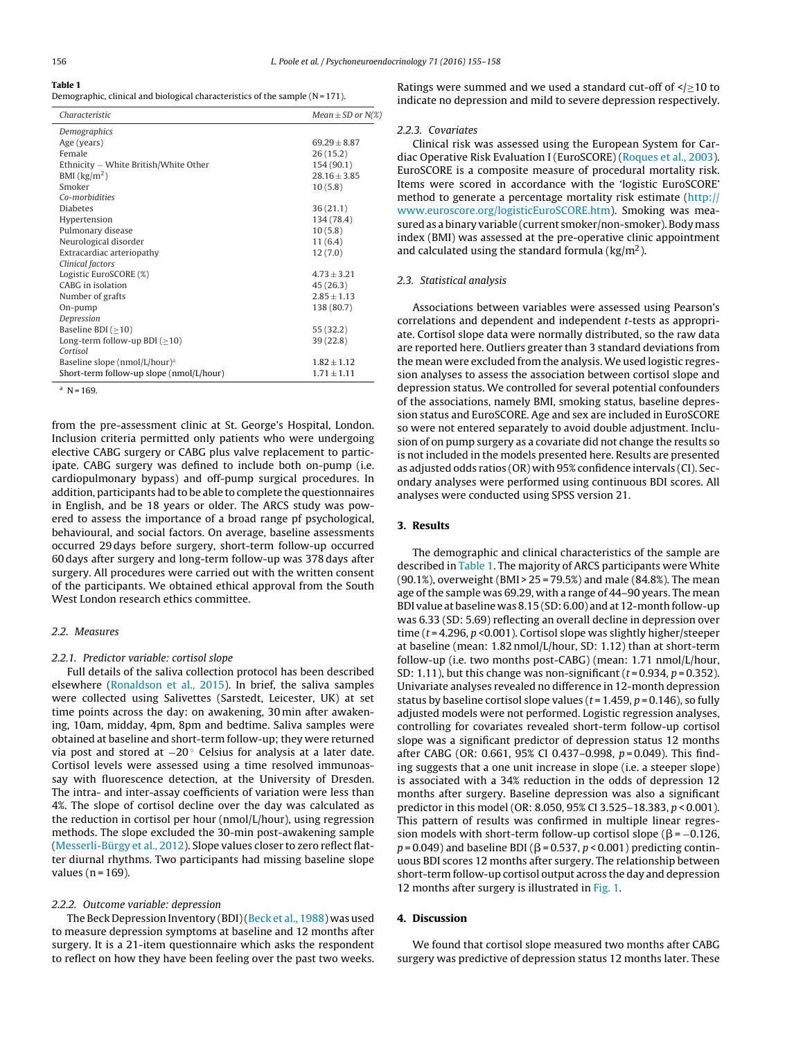**Table 1**
Demographic, clinical and biological characteristics of the sample (N = 171).

| Characteristic | Mean ± SD or N(%) |
|---|---|
| *Demographics* | |
| Age (years) | 69.29 ± 8.87 |
| Female | 26 (15.2) |
| Ethnicity – White British/White Other | 154 (90.1) |
| BMI (kg/m$^2$) | 28.16 ± 3.85 |
| Smoker | 10 (5.8) |
| *Co-morbidities* | |
| Diabetes | 36 (21.1) |
| Hypertension | 134 (78.4) |
| Pulmonary disease | 10 (5.8) |
| Neurological disorder | 11 (6.4) |
| Extracardiac arteriopathy | 12 (7.0) |
| *Clinical factors* | |
| Logistic EuroSCORE (%) | 4.73 ± 3.21 |
| CABG in isolation | 45 (26.3) |
| Number of grafts | 2.85 ± 1.13 |
| On-pump | 138 (80.7) |
| *Depression* | |
| Baseline BDI (≥10) | 55 (32.2) |
| Long-term follow-up BDI (≥10) | 39 (22.8) |
| *Cortisol* | |
| Baseline slope (nmol/L/hour)[a] | 1.82 ± 1.12 |
| Short-term follow-up slope (nmol/L/hour) | 1.71 ± 1.11 |

[a] N = 169.

from the pre-assessment clinic at St. George's Hospital, London. Inclusion criteria permitted only patients who were undergoing elective CABG surgery or CABG plus valve replacement to participate. CABG surgery was defined to include both on-pump (i.e. cardiopulmonary bypass) and off-pump surgical procedures. In addition, participants had to be able to complete the questionnaires in English, and be 18 years or older. The ARCS study was powered to assess the importance of a broad range pf psychological, behavioural, and social factors. On average, baseline assessments occurred 29 days before surgery, short-term follow-up occurred 60 days after surgery and long-term follow-up was 378 days after surgery. All procedures were carried out with the written consent of the participants. We obtained ethical approval from the South West London research ethics committee.

### 2.2. Measures

#### 2.2.1. Predictor variable: cortisol slope

Full details of the saliva collection protocol has been described elsewhere (Ronaldson et al., 2015). In brief, the saliva samples were collected using Salivettes (Sarstedt, Leicester, UK) at set time points across the day: on awakening, 30 min after awakening, 10am, midday, 4pm, 8pm and bedtime. Saliva samples were obtained at baseline and short-term follow-up; they were returned via post and stored at −20 ° Celsius for analysis at a later date. Cortisol levels were assessed using a time resolved immunoassay with fluorescence detection, at the University of Dresden. The intra- and inter-assay coefficients of variation were less than 4%. The slope of cortisol decline over the day was calculated as the reduction in cortisol per hour (nmol/L/hour), using regression methods. The slope excluded the 30-min post-awakening sample (Messerli-Bürgy et al., 2012). Slope values closer to zero reflect flatter diurnal rhythms. Two participants had missing baseline slope values (n = 169).

#### 2.2.2. Outcome variable: depression

The Beck Depression Inventory (BDI) (Beck et al., 1988) was used to measure depression symptoms at baseline and 12 months after surgery. It is a 21-item questionnaire which asks the respondent to reflect on how they have been feeling over the past two weeks. Ratings were summed and we used a standard cut-off of </≥10 to indicate no depression and mild to severe depression respectively.

#### 2.2.3. Covariates

Clinical risk was assessed using the European System for Cardiac Operative Risk Evaluation I (EuroSCORE) (Roques et al., 2003). EuroSCORE is a composite measure of procedural mortality risk. Items were scored in accordance with the 'logistic EuroSCORE' method to generate a percentage mortality risk estimate (http://www.euroscore.org/logisticEuroSCORE.htm). Smoking was measured as a binary variable (current smoker/non-smoker). Body mass index (BMI) was assessed at the pre-operative clinic appointment and calculated using the standard formula (kg/m$^2$).

### 2.3. Statistical analysis

Associations between variables were assessed using Pearson's correlations and dependent and independent *t*-tests as appropriate. Cortisol slope data were normally distributed, so the raw data are reported here. Outliers greater than 3 standard deviations from the mean were excluded from the analysis. We used logistic regression analyses to assess the association between cortisol slope and depression status. We controlled for several potential confounders of the associations, namely BMI, smoking status, baseline depression status and EuroSCORE. Age and sex are included in EuroSCORE so were not entered separately to avoid double adjustment. Inclusion of on pump surgery as a covariate did not change the results so is not included in the models presented here. Results are presented as adjusted odds ratios (OR) with 95% confidence intervals (CI). Secondary analyses were performed using continuous BDI scores. All analyses were conducted using SPSS version 21.

## 3. Results

The demographic and clinical characteristics of the sample are described in Table 1. The majority of ARCS participants were White (90.1%), overweight (BMI > 25 = 79.5%) and male (84.8%). The mean age of the sample was 69.29, with a range of 44–90 years. The mean BDI value at baseline was 8.15 (SD: 6.00) and at 12-month follow-up was 6.33 (SD: 5.69) reflecting an overall decline in depression over time ($t$ = 4.296, $p$ <0.001). Cortisol slope was slightly higher/steeper at baseline (mean: 1.82 nmol/L/hour, SD: 1.12) than at short-term follow-up (i.e. two months post-CABG) (mean: 1.71 nmol/L/hour, SD: 1.11), but this change was non-significant ($t$ = 0.934, $p$ = 0.352). Univariate analyses revealed no difference in 12-month depression status by baseline cortisol slope values ($t$ = 1.459, $p$ = 0.146), so fully adjusted models were not performed. Logistic regression analyses, controlling for covariates revealed short-term follow-up cortisol slope was a significant predictor of depression status 12 months after CABG (OR: 0.661, 95% CI 0.437–0.998, $p$ = 0.049). This finding suggests that a one unit increase in slope (i.e. a steeper slope) is associated with a 34% reduction in the odds of depression 12 months after surgery. Baseline depression was also a significant predictor in this model (OR: 8.050, 95% CI 3.525–18.383, $p$ < 0.001). This pattern of results was confirmed in multiple linear regression models with short-term follow-up cortisol slope ($\beta$ = −0.126, $p$ = 0.049) and baseline BDI ($\beta$ = 0.537, $p$ < 0.001) predicting continuous BDI scores 12 months after surgery. The relationship between short-term follow-up cortisol output across the day and depression 12 months after surgery is illustrated in Fig. 1.

## 4. Discussion

We found that cortisol slope measured two months after CABG surgery was predictive of depression status 12 months later. These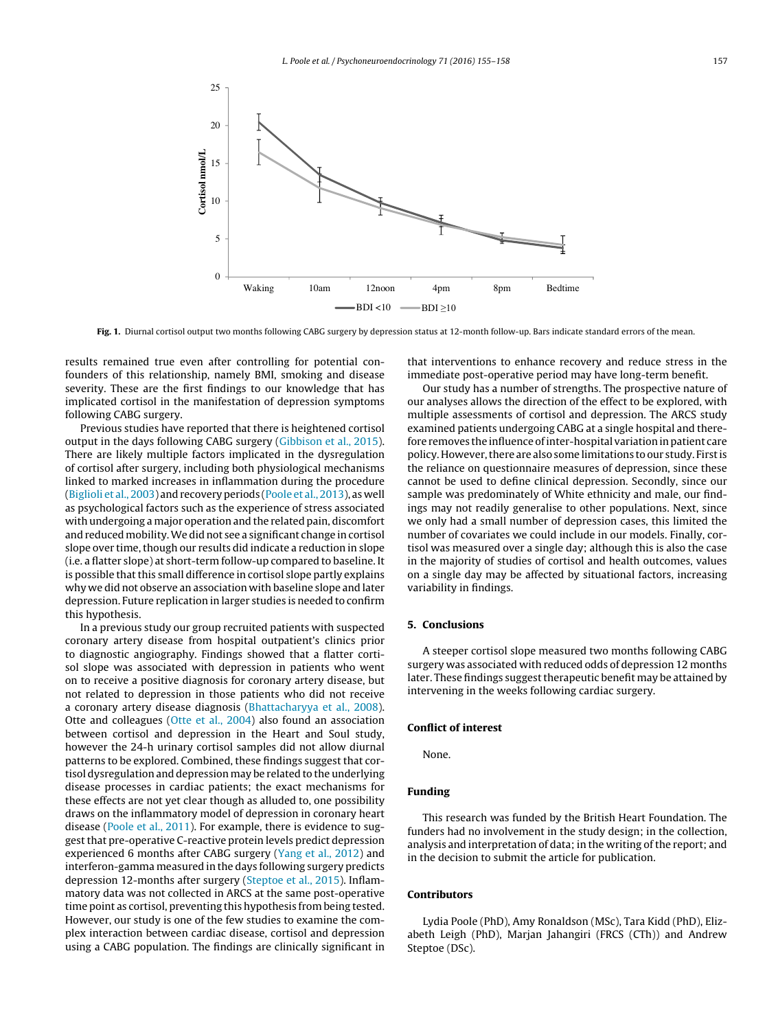Fig. 1. Diurnal cortisol output two months following CABG surgery by depression status at 12-month follow-up. Bars indicate standard errors of the mean.

results remained true even after controlling for potential confounders of this relationship, namely BMI, smoking and disease severity. These are the first findings to our knowledge that has implicated cortisol in the manifestation of depression symptoms following CABG surgery.

Previous studies have reported that there is heightened cortisol output in the days following CABG surgery (Gibbison et al., 2015). There are likely multiple factors implicated in the dysregulation of cortisol after surgery, including both physiological mechanisms linked to marked increases in inflammation during the procedure (Biglioli et al., 2003) and recovery periods (Poole et al., 2013), as well as psychological factors such as the experience of stress associated with undergoing a major operation and the related pain, discomfort and reduced mobility. We did not see a significant change in cortisol slope over time, though our results did indicate a reduction in slope (i.e. a flatter slope) at short-term follow-up compared to baseline. It is possible that this small difference in cortisol slope partly explains why we did not observe an association with baseline slope and later depression. Future replication in larger studies is needed to confirm this hypothesis.

In a previous study our group recruited patients with suspected coronary artery disease from hospital outpatient's clinics prior to diagnostic angiography. Findings showed that a flatter cortisol slope was associated with depression in patients who went on to receive a positive diagnosis for coronary artery disease, but not related to depression in those patients who did not receive a coronary artery disease diagnosis (Bhattacharyya et al., 2008). Otte and colleagues (Otte et al., 2004) also found an association between cortisol and depression in the Heart and Soul study, however the 24-h urinary cortisol samples did not allow diurnal patterns to be explored. Combined, these findings suggest that cortisol dysregulation and depression may be related to the underlying disease processes in cardiac patients; the exact mechanisms for these effects are not yet clear though as alluded to, one possibility draws on the inflammatory model of depression in coronary heart disease (Poole et al., 2011). For example, there is evidence to suggest that pre-operative C-reactive protein levels predict depression experienced 6 months after CABG surgery (Yang et al., 2012) and interferon-gamma measured in the days following surgery predicts depression 12-months after surgery (Steptoe et al., 2015). Inflammatory data was not collected in ARCS at the same post-operative time point as cortisol, preventing this hypothesis from being tested. However, our study is one of the few studies to examine the complex interaction between cardiac disease, cortisol and depression using a CABG population. The findings are clinically significant in that interventions to enhance recovery and reduce stress in the immediate post-operative period may have long-term benefit.

Our study has a number of strengths. The prospective nature of our analyses allows the direction of the effect to be explored, with multiple assessments of cortisol and depression. The ARCS study examined patients undergoing CABG at a single hospital and therefore removes the influence of inter-hospital variation in patient care policy. However, there are also some limitations to our study. First is the reliance on questionnaire measures of depression, since these cannot be used to define clinical depression. Secondly, since our sample was predominately of White ethnicity and male, our findings may not readily generalise to other populations. Next, since we only had a small number of depression cases, this limited the number of covariates we could include in our models. Finally, cortisol was measured over a single day; although this is also the case in the majority of studies of cortisol and health outcomes, values on a single day may be affected by situational factors, increasing variability in findings.

## 5. Conclusions

A steeper cortisol slope measured two months following CABG surgery was associated with reduced odds of depression 12 months later. These findings suggest therapeutic benefit may be attained by intervening in the weeks following cardiac surgery.

## Conflict of interest

None.

## Funding

This research was funded by the British Heart Foundation. The funders had no involvement in the study design; in the collection, analysis and interpretation of data; in the writing of the report; and in the decision to submit the article for publication.

## Contributors

Lydia Poole (PhD), Amy Ronaldson (MSc), Tara Kidd (PhD), Elizabeth Leigh (PhD), Marjan Jahangiri (FRCS (CTh)) and Andrew Steptoe (DSc).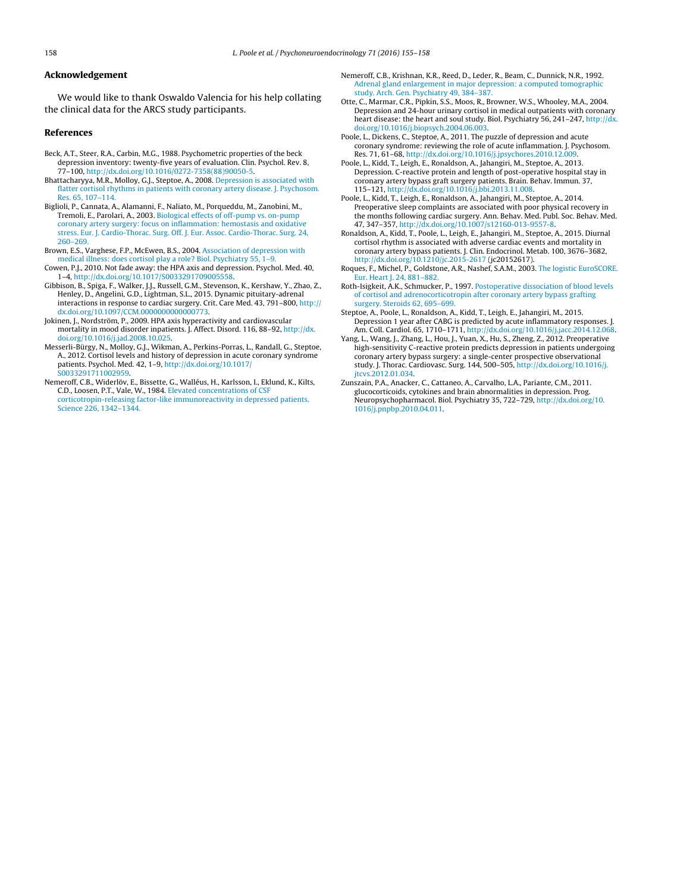## Acknowledgement

We would like to thank Oswaldo Valencia for his help collating the clinical data for the ARCS study participants.

## References

Beck, A.T., Steer, R.A., Carbin, M.G., 1988. Psychometric properties of the beck depression inventory: twenty-five years of evaluation. Clin. Psychol. Rev. 8, 77–100, http://dx.doi.org/10.1016/0272-7358(88)90050-5.

Bhattacharyya, M.R., Molloy, G.J., Steptoe, A., 2008. Depression is associated with flatter cortisol rhythms in patients with coronary artery disease. J. Psychosom. Res. 65, 107–114.

Biglioli, P., Cannata, A., Alamanni, F., Naliato, M., Porqueddu, M., Zanobini, M., Tremoli, E., Parolari, A., 2003. Biological effects of off-pump vs. on-pump coronary artery surgery: focus on inflammation: hemostasis and oxidative stress. Eur. J. Cardio-Thorac. Surg. Off. J. Eur. Assoc. Cardio-Thorac. Surg. 24, 260–269.

Brown, E.S., Varghese, F.P., McEwen, B.S., 2004. Association of depression with medical illness: does cortisol play a role? Biol. Psychiatry 55, 1–9.

Cowen, P.J., 2010. Not fade away: the HPA axis and depression. Psychol. Med. 40, 1–4, http://dx.doi.org/10.1017/S0033291709005558.

Gibbison, B., Spiga, F., Walker, J.J., Russell, G.M., Stevenson, K., Kershaw, Y., Zhao, Z., Henley, D., Angelini, G.D., Lightman, S.L., 2015. Dynamic pituitary-adrenal interactions in response to cardiac surgery. Crit. Care Med. 43, 791–800, http://dx.doi.org/10.1097/CCM.0000000000000773.

Jokinen, J., Nordström, P., 2009. HPA axis hyperactivity and cardiovascular mortality in mood disorder inpatients. J. Affect. Disord. 116, 88–92, http://dx.doi.org/10.1016/j.jad.2008.10.025.

Messerli-Bürgy, N., Molloy, G.J., Wikman, A., Perkins-Porras, L., Randall, G., Steptoe, A., 2012. Cortisol levels and history of depression in acute coronary syndrome patients. Psychol. Med. 42, 1–9, http://dx.doi.org/10.1017/S0033291711002959.

Nemeroff, C.B., Widerlöv, E., Bissette, G., Walléus, H., Karlsson, I., Eklund, K., Kilts, C.D., Loosen, P.T., Vale, W., 1984. Elevated concentrations of CSF corticotropin-releasing factor-like immunoreactivity in depressed patients. Science 226, 1342–1344.

Nemeroff, C.B., Krishnan, K.R., Reed, D., Leder, R., Beam, C., Dunnick, N.R., 1992. Adrenal gland enlargement in major depression: a computed tomographic study. Arch. Gen. Psychiatry 49, 384–387.

Otte, C., Marmar, C.R., Pipkin, S.S., Moos, R., Browner, W.S., Whooley, M.A., 2004. Depression and 24-hour urinary cortisol in medical outpatients with coronary heart disease: the heart and soul study. Biol. Psychiatry 56, 241–247, http://dx.doi.org/10.1016/j.biopsych.2004.06.003.

Poole, L., Dickens, C., Steptoe, A., 2011. The puzzle of depression and acute coronary syndrome: reviewing the role of acute inflammation. J. Psychosom. Res. 71, 61–68, http://dx.doi.org/10.1016/j.jpsychores.2010.12.009.

Poole, L., Kidd, T., Leigh, E., Ronaldson, A., Jahangiri, M., Steptoe, A., 2013. Depression. C-reactive protein and length of post-operative hospital stay in coronary artery bypass graft surgery patients. Brain. Behav. Immun. 37, 115–121, http://dx.doi.org/10.1016/j.bbi.2013.11.008.

Poole, L., Kidd, T., Leigh, E., Ronaldson, A., Jahangiri, M., Steptoe, A., 2014. Preoperative sleep complaints are associated with poor physical recovery in the months following cardiac surgery. Ann. Behav. Med. Publ. Soc. Behav. Med. 47, 347–357, http://dx.doi.org/10.1007/s12160-013-9557-8.

Ronaldson, A., Kidd, T., Poole, L., Leigh, E., Jahangiri, M., Steptoe, A., 2015. Diurnal cortisol rhythm is associated with adverse cardiac events and mortality in coronary artery bypass patients. J. Clin. Endocrinol. Metab. 100, 3676–3682, http://dx.doi.org/10.1210/jc.2015-2617 (jc20152617).

Roques, F., Michel, P., Goldstone, A.R., Nashef, S.A.M., 2003. The logistic EuroSCORE. Eur. Heart J. 24, 881–882.

Roth-Isigkeit, A.K., Schmucker, P., 1997. Postoperative dissociation of blood levels of cortisol and adrenocorticotropin after coronary artery bypass grafting surgery. Steroids 62, 695–699.

Steptoe, A., Poole, L., Ronaldson, A., Kidd, T., Leigh, E., Jahangiri, M., 2015. Depression 1 year after CABG is predicted by acute inflammatory responses. J. Am. Coll. Cardiol. 65, 1710–1711, http://dx.doi.org/10.1016/j.jacc.2014.12.068.

Yang, L., Wang, J., Zhang, L., Hou, J., Yuan, X., Hu, S., Zheng, Z., 2012. Preoperative high-sensitivity C-reactive protein predicts depression in patients undergoing coronary artery bypass surgery: a single-center prospective observational study. J. Thorac. Cardiovasc. Surg. 144, 500–505, http://dx.doi.org/10.1016/j.jtcvs.2012.01.034.

Zunszain, P.A., Anacker, C., Cattaneo, A., Carvalho, L.A., Pariante, C.M., 2011. glucocorticoids, cytokines and brain abnormalities in depression. Prog. Neuropsychopharmacol. Biol. Psychiatry 35, 722–729, http://dx.doi.org/10.1016/j.pnpbp.2010.04.011.